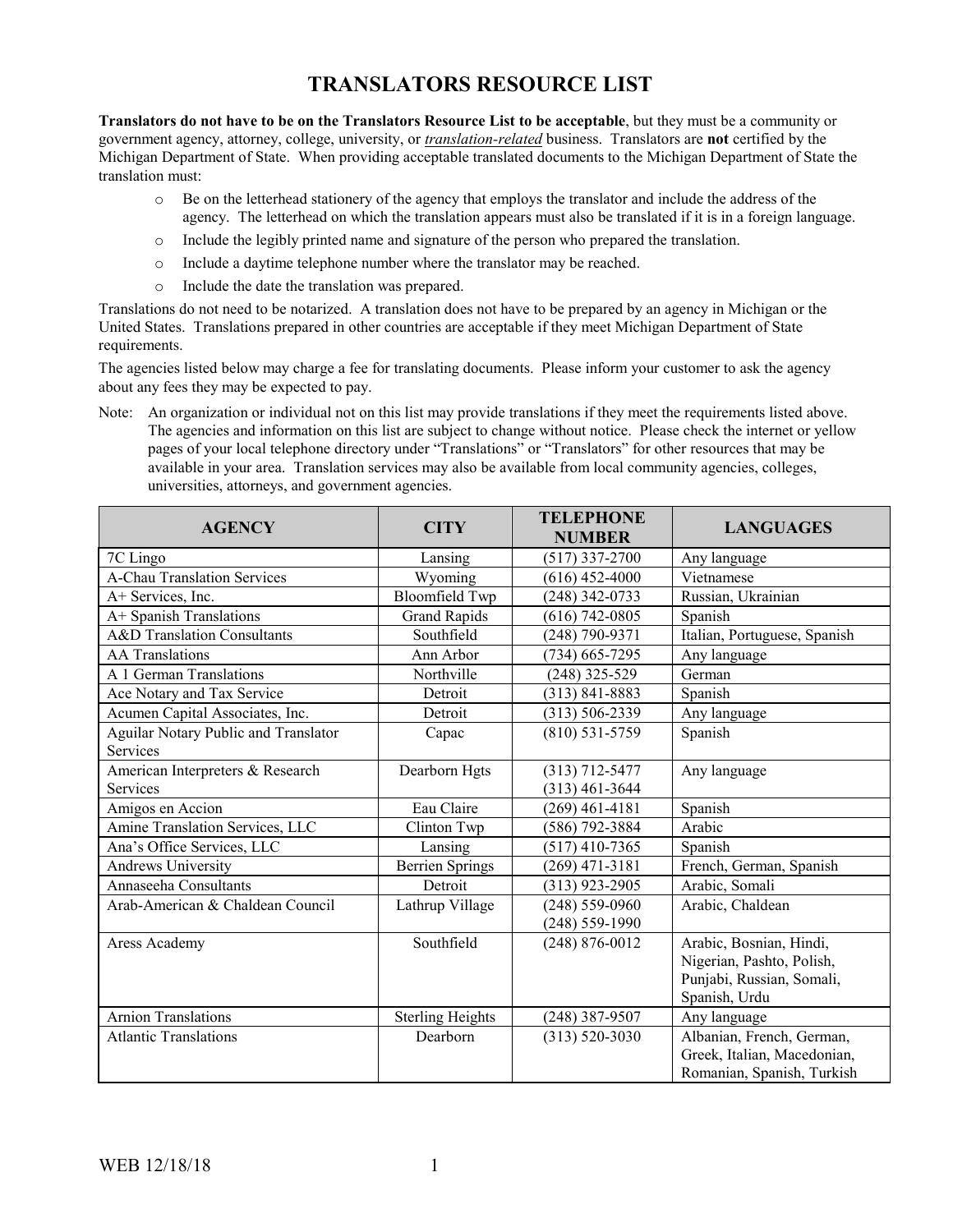# TRANSLATORS RESOURCE LIST

**Translators do not have to be on the Translators Resource List to be acceptable**, but they must be a community or government agency, attorney, college, university, or ***translation-related*** business. Translators are **not** certified by the Michigan Department of State. When providing acceptable translated documents to the Michigan Department of State the translation must:

- Be on the letterhead stationery of the agency that employs the translator and include the address of the agency. The letterhead on which the translation appears must also be translated if it is in a foreign language.
- Include the legibly printed name and signature of the person who prepared the translation.
- Include a daytime telephone number where the translator may be reached.
- Include the date the translation was prepared.

Translations do not need to be notarized. A translation does not have to be prepared by an agency in Michigan or the United States. Translations prepared in other countries are acceptable if they meet Michigan Department of State requirements.

The agencies listed below may charge a fee for translating documents. Please inform your customer to ask the agency about any fees they may be expected to pay.

Note: An organization or individual not on this list may provide translations if they meet the requirements listed above. The agencies and information on this list are subject to change without notice. Please check the internet or yellow pages of your local telephone directory under "Translations" or "Translators" for other resources that may be available in your area. Translation services may also be available from local community agencies, colleges, universities, attorneys, and government agencies.

| AGENCY | CITY | TELEPHONE NUMBER | LANGUAGES |
|---|---|---|---|
| 7C Lingo | Lansing | (517) 337-2700 | Any language |
| A-Chau Translation Services | Wyoming | (616) 452-4000 | Vietnamese |
| A+ Services, Inc. | Bloomfield Twp | (248) 342-0733 | Russian, Ukrainian |
| A+ Spanish Translations | Grand Rapids | (616) 742-0805 | Spanish |
| A&D Translation Consultants | Southfield | (248) 790-9371 | Italian, Portuguese, Spanish |
| AA Translations | Ann Arbor | (734) 665-7295 | Any language |
| A 1 German Translations | Northville | (248) 325-529 | German |
| Ace Notary and Tax Service | Detroit | (313) 841-8883 | Spanish |
| Acumen Capital Associates, Inc. | Detroit | (313) 506-2339 | Any language |
| Aguilar Notary Public and Translator Services | Capac | (810) 531-5759 | Spanish |
| American Interpreters & Research Services | Dearborn Hgts | (313) 712-5477<br>(313) 461-3644 | Any language |
| Amigos en Accion | Eau Claire | (269) 461-4181 | Spanish |
| Amine Translation Services, LLC | Clinton Twp | (586) 792-3884 | Arabic |
| Ana's Office Services, LLC | Lansing | (517) 410-7365 | Spanish |
| Andrews University | Berrien Springs | (269) 471-3181 | French, German, Spanish |
| Annaseeha Consultants | Detroit | (313) 923-2905 | Arabic, Somali |
| Arab-American & Chaldean Council | Lathrup Village | (248) 559-0960<br>(248) 559-1990 | Arabic, Chaldean |
| Aress Academy | Southfield | (248) 876-0012 | Arabic, Bosnian, Hindi, Nigerian, Pashto, Polish, Punjabi, Russian, Somali, Spanish, Urdu |
| Arnion Translations | Sterling Heights | (248) 387-9507 | Any language |
| Atlantic Translations | Dearborn | (313) 520-3030 | Albanian, French, German, Greek, Italian, Macedonian, Romanian, Spanish, Turkish |

WEB 12/18/18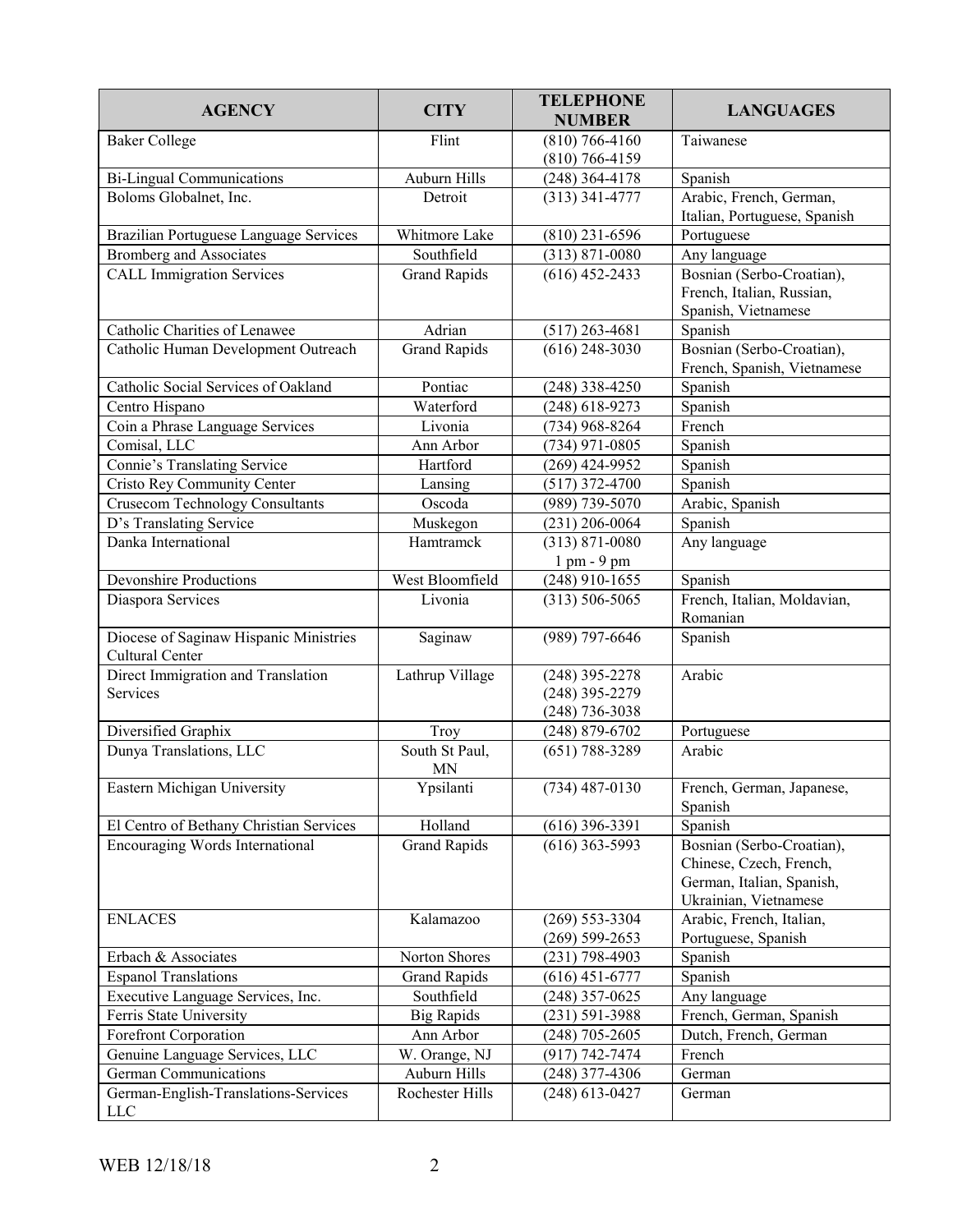| AGENCY | CITY | TELEPHONE NUMBER | LANGUAGES |
|---|---|---|---|
| Baker College | Flint | (810) 766-4160<br>(810) 766-4159 | Taiwanese |
| Bi-Lingual Communications | Auburn Hills | (248) 364-4178 | Spanish |
| Boloms Globalnet, Inc. | Detroit | (313) 341-4777 | Arabic, French, German, Italian, Portuguese, Spanish |
| Brazilian Portuguese Language Services | Whitmore Lake | (810) 231-6596 | Portuguese |
| Bromberg and Associates | Southfield | (313) 871-0080 | Any language |
| CALL Immigration Services | Grand Rapids | (616) 452-2433 | Bosnian (Serbo-Croatian), French, Italian, Russian, Spanish, Vietnamese |
| Catholic Charities of Lenawee | Adrian | (517) 263-4681 | Spanish |
| Catholic Human Development Outreach | Grand Rapids | (616) 248-3030 | Bosnian (Serbo-Croatian), French, Spanish, Vietnamese |
| Catholic Social Services of Oakland | Pontiac | (248) 338-4250 | Spanish |
| Centro Hispano | Waterford | (248) 618-9273 | Spanish |
| Coin a Phrase Language Services | Livonia | (734) 968-8264 | French |
| Comisal, LLC | Ann Arbor | (734) 971-0805 | Spanish |
| Connie's Translating Service | Hartford | (269) 424-9952 | Spanish |
| Cristo Rey Community Center | Lansing | (517) 372-4700 | Spanish |
| Crusecom Technology Consultants | Oscoda | (989) 739-5070 | Arabic, Spanish |
| D's Translating Service | Muskegon | (231) 206-0064 | Spanish |
| Danka International | Hamtramck | (313) 871-0080<br>1 pm - 9 pm | Any language |
| Devonshire Productions | West Bloomfield | (248) 910-1655 | Spanish |
| Diaspora Services | Livonia | (313) 506-5065 | French, Italian, Moldavian, Romanian |
| Diocese of Saginaw Hispanic Ministries Cultural Center | Saginaw | (989) 797-6646 | Spanish |
| Direct Immigration and Translation Services | Lathrup Village | (248) 395-2278<br>(248) 395-2279<br>(248) 736-3038 | Arabic |
| Diversified Graphix | Troy | (248) 879-6702 | Portuguese |
| Dunya Translations, LLC | South St Paul, MN | (651) 788-3289 | Arabic |
| Eastern Michigan University | Ypsilanti | (734) 487-0130 | French, German, Japanese, Spanish |
| El Centro of Bethany Christian Services | Holland | (616) 396-3391 | Spanish |
| Encouraging Words International | Grand Rapids | (616) 363-5993 | Bosnian (Serbo-Croatian), Chinese, Czech, French, German, Italian, Spanish, Ukrainian, Vietnamese |
| ENLACES | Kalamazoo | (269) 553-3304<br>(269) 599-2653 | Arabic, French, Italian, Portuguese, Spanish |
| Erbach & Associates | Norton Shores | (231) 798-4903 | Spanish |
| Espanol Translations | Grand Rapids | (616) 451-6777 | Spanish |
| Executive Language Services, Inc. | Southfield | (248) 357-0625 | Any language |
| Ferris State University | Big Rapids | (231) 591-3988 | French, German, Spanish |
| Forefront Corporation | Ann Arbor | (248) 705-2605 | Dutch, French, German |
| Genuine Language Services, LLC | W. Orange, NJ | (917) 742-7474 | French |
| German Communications | Auburn Hills | (248) 377-4306 | German |
| German-English-Translations-Services LLC | Rochester Hills | (248) 613-0427 | German |

WEB 12/18/18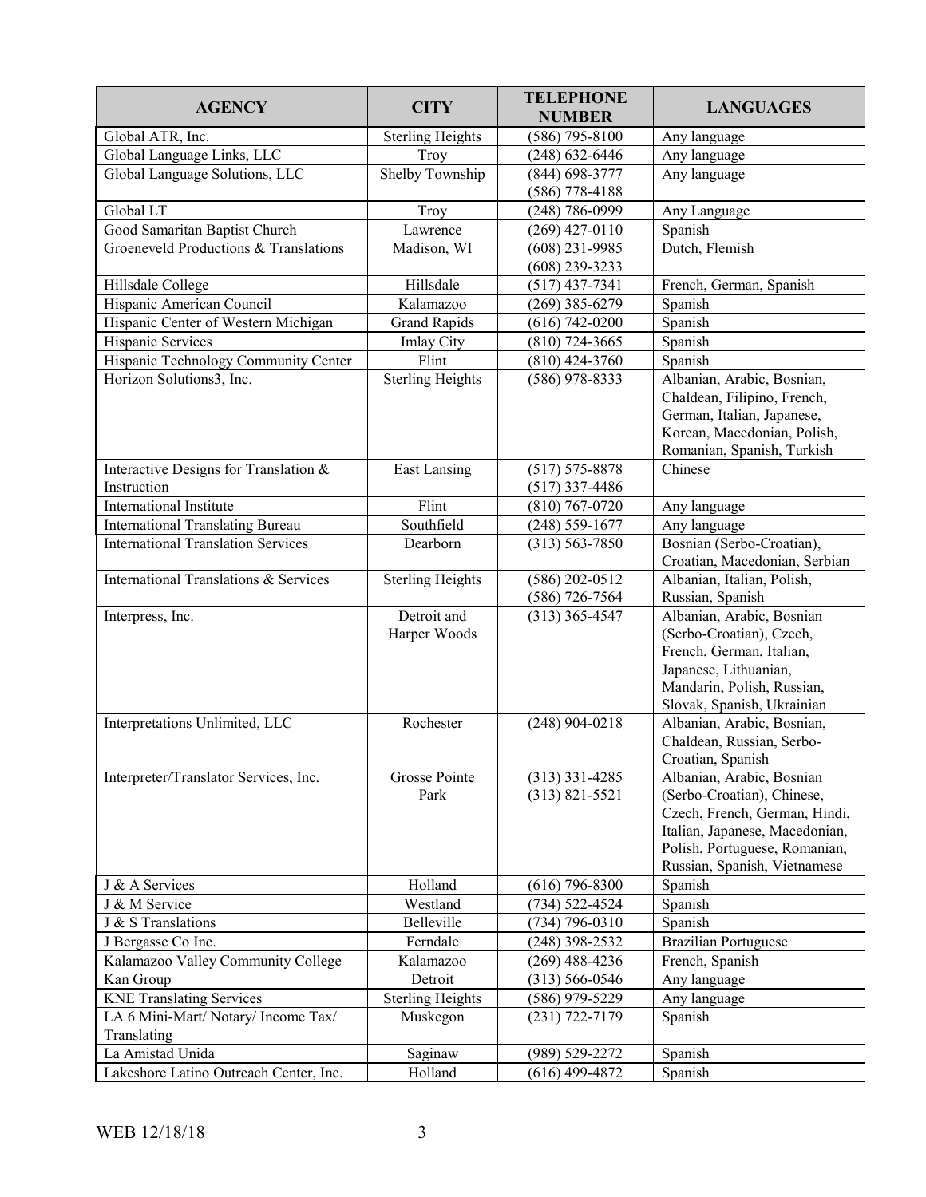| AGENCY | CITY | TELEPHONE NUMBER | LANGUAGES |
|---|---|---|---|
| Global ATR, Inc. | Sterling Heights | (586) 795-8100 | Any language |
| Global Language Links, LLC | Troy | (248) 632-6446 | Any language |
| Global Language Solutions, LLC | Shelby Township | (844) 698-3777<br>(586) 778-4188 | Any language |
| Global LT | Troy | (248) 786-0999 | Any Language |
| Good Samaritan Baptist Church | Lawrence | (269) 427-0110 | Spanish |
| Groeneveld Productions & Translations | Madison, WI | (608) 231-9985<br>(608) 239-3233 | Dutch, Flemish |
| Hillsdale College | Hillsdale | (517) 437-7341 | French, German, Spanish |
| Hispanic American Council | Kalamazoo | (269) 385-6279 | Spanish |
| Hispanic Center of Western Michigan | Grand Rapids | (616) 742-0200 | Spanish |
| Hispanic Services | Imlay City | (810) 724-3665 | Spanish |
| Hispanic Technology Community Center | Flint | (810) 424-3760 | Spanish |
| Horizon Solutions3, Inc. | Sterling Heights | (586) 978-8333 | Albanian, Arabic, Bosnian, Chaldean, Filipino, French, German, Italian, Japanese, Korean, Macedonian, Polish, Romanian, Spanish, Turkish |
| Interactive Designs for Translation & Instruction | East Lansing | (517) 575-8878<br>(517) 337-4486 | Chinese |
| International Institute | Flint | (810) 767-0720 | Any language |
| International Translating Bureau | Southfield | (248) 559-1677 | Any language |
| International Translation Services | Dearborn | (313) 563-7850 | Bosnian (Serbo-Croatian), Croatian, Macedonian, Serbian |
| International Translations & Services | Sterling Heights | (586) 202-0512<br>(586) 726-7564 | Albanian, Italian, Polish, Russian, Spanish |
| Interpress, Inc. | Detroit and Harper Woods | (313) 365-4547 | Albanian, Arabic, Bosnian (Serbo-Croatian), Czech, French, German, Italian, Japanese, Lithuanian, Mandarin, Polish, Russian, Slovak, Spanish, Ukrainian |
| Interpretations Unlimited, LLC | Rochester | (248) 904-0218 | Albanian, Arabic, Bosnian, Chaldean, Russian, Serbo-Croatian, Spanish |
| Interpreter/Translator Services, Inc. | Grosse Pointe Park | (313) 331-4285<br>(313) 821-5521 | Albanian, Arabic, Bosnian (Serbo-Croatian), Chinese, Czech, French, German, Hindi, Italian, Japanese, Macedonian, Polish, Portuguese, Romanian, Russian, Spanish, Vietnamese |
| J & A Services | Holland | (616) 796-8300 | Spanish |
| J & M Service | Westland | (734) 522-4524 | Spanish |
| J & S Translations | Belleville | (734) 796-0310 | Spanish |
| J Bergasse Co Inc. | Ferndale | (248) 398-2532 | Brazilian Portuguese |
| Kalamazoo Valley Community College | Kalamazoo | (269) 488-4236 | French, Spanish |
| Kan Group | Detroit | (313) 566-0546 | Any language |
| KNE Translating Services | Sterling Heights | (586) 979-5229 | Any language |
| LA 6 Mini-Mart/ Notary/ Income Tax/ Translating | Muskegon | (231) 722-7179 | Spanish |
| La Amistad Unida | Saginaw | (989) 529-2272 | Spanish |
| Lakeshore Latino Outreach Center, Inc. | Holland | (616) 499-4872 | Spanish |

WEB 12/18/18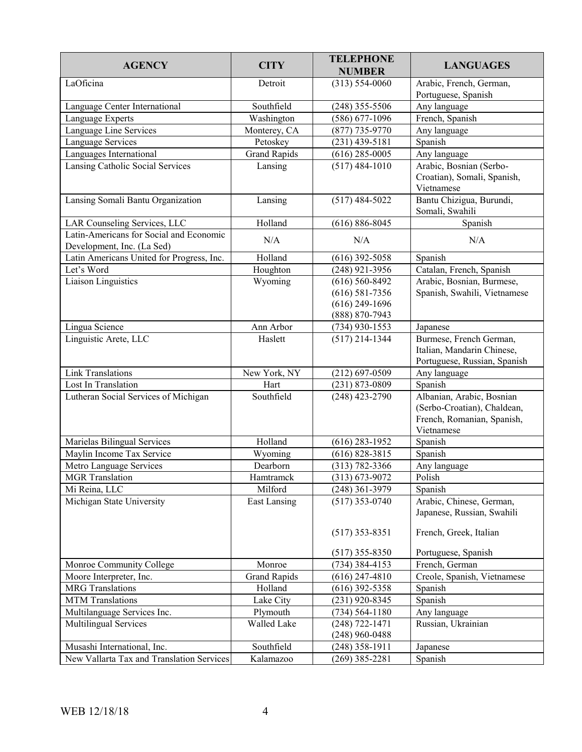| AGENCY | CITY | TELEPHONE NUMBER | LANGUAGES |
|---|---|---|---|
| LaOficina | Detroit | (313) 554-0060 | Arabic, French, German, Portuguese, Spanish |
| Language Center International | Southfield | (248) 355-5506 | Any language |
| Language Experts | Washington | (586) 677-1096 | French, Spanish |
| Language Line Services | Monterey, CA | (877) 735-9770 | Any language |
| Language Services | Petoskey | (231) 439-5181 | Spanish |
| Languages International | Grand Rapids | (616) 285-0005 | Any language |
| Lansing Catholic Social Services | Lansing | (517) 484-1010 | Arabic, Bosnian (Serbo-Croatian), Somali, Spanish, Vietnamese |
| Lansing Somali Bantu Organization | Lansing | (517) 484-5022 | Bantu Chizigua, Burundi, Somali, Swahili |
| LAR Counseling Services, LLC | Holland | (616) 886-8045 | Spanish |
| Latin-Americans for Social and Economic Development, Inc. (La Sed) | N/A | N/A | N/A |
| Latin Americans United for Progress, Inc. | Holland | (616) 392-5058 | Spanish |
| Let's Word | Houghton | (248) 921-3956 | Catalan, French, Spanish |
| Liaison Linguistics | Wyoming | (616) 560-8492<br>(616) 581-7356<br>(616) 249-1696<br>(888) 870-7943 | Arabic, Bosnian, Burmese, Spanish, Swahili, Vietnamese |
| Lingua Science | Ann Arbor | (734) 930-1553 | Japanese |
| Linguistic Arete, LLC | Haslett | (517) 214-1344 | Burmese, French German, Italian, Mandarin Chinese, Portuguese, Russian, Spanish |
| Link Translations | New York, NY | (212) 697-0509 | Any language |
| Lost In Translation | Hart | (231) 873-0809 | Spanish |
| Lutheran Social Services of Michigan | Southfield | (248) 423-2790 | Albanian, Arabic, Bosnian (Serbo-Croatian), Chaldean, French, Romanian, Spanish, Vietnamese |
| Marielas Bilingual Services | Holland | (616) 283-1952 | Spanish |
| Maylin Income Tax Service | Wyoming | (616) 828-3815 | Spanish |
| Metro Language Services | Dearborn | (313) 782-3366 | Any language |
| MGR Translation | Hamtramck | (313) 673-9072 | Polish |
| Mi Reina, LLC | Milford | (248) 361-3979 | Spanish |
| Michigan State University | East Lansing | (517) 353-0740<br><br>(517) 353-8351<br><br>(517) 355-8350 | Arabic, Chinese, German, Japanese, Russian, Swahili<br><br>French, Greek, Italian<br><br>Portuguese, Spanish |
| Monroe Community College | Monroe | (734) 384-4153 | French, German |
| Moore Interpreter, Inc. | Grand Rapids | (616) 247-4810 | Creole, Spanish, Vietnamese |
| MRG Translations | Holland | (616) 392-5358 | Spanish |
| MTM Translations | Lake City | (231) 920-8345 | Spanish |
| Multilanguage Services Inc. | Plymouth | (734) 564-1180 | Any language |
| Multilingual Services | Walled Lake | (248) 722-1471<br>(248) 960-0488 | Russian, Ukrainian |
| Musashi International, Inc. | Southfield | (248) 358-1911 | Japanese |
| New Vallarta Tax and Translation Services | Kalamazoo | (269) 385-2281 | Spanish |

WEB 12/18/18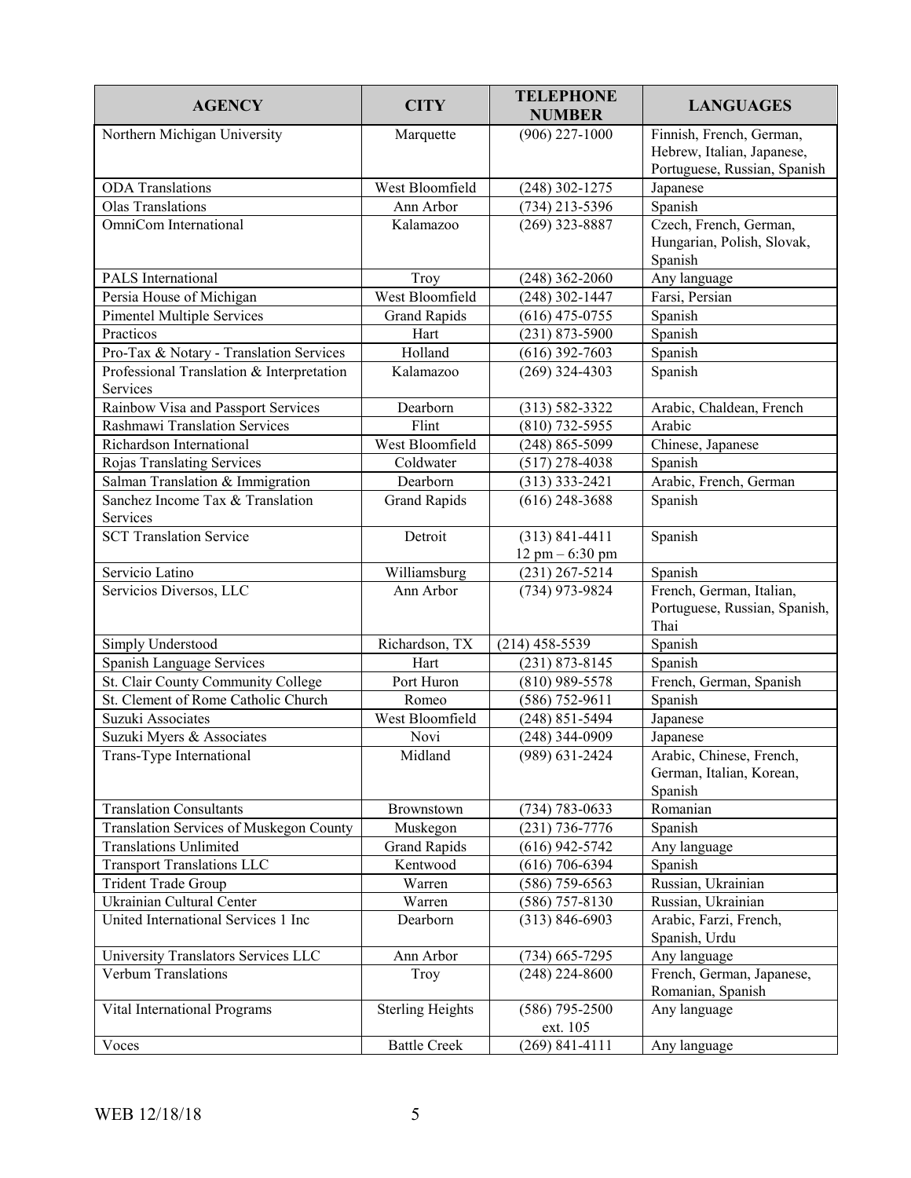| AGENCY | CITY | TELEPHONE NUMBER | LANGUAGES |
| --- | --- | --- | --- |
| Northern Michigan University | Marquette | (906) 227-1000 | Finnish, French, German, Hebrew, Italian, Japanese, Portuguese, Russian, Spanish |
| ODA Translations | West Bloomfield | (248) 302-1275 | Japanese |
| Olas Translations | Ann Arbor | (734) 213-5396 | Spanish |
| OmniCom International | Kalamazoo | (269) 323-8887 | Czech, French, German, Hungarian, Polish, Slovak, Spanish |
| PALS International | Troy | (248) 362-2060 | Any language |
| Persia House of Michigan | West Bloomfield | (248) 302-1447 | Farsi, Persian |
| Pimentel Multiple Services | Grand Rapids | (616) 475-0755 | Spanish |
| Practicos | Hart | (231) 873-5900 | Spanish |
| Pro-Tax & Notary - Translation Services | Holland | (616) 392-7603 | Spanish |
| Professional Translation & Interpretation Services | Kalamazoo | (269) 324-4303 | Spanish |
| Rainbow Visa and Passport Services | Dearborn | (313) 582-3322 | Arabic, Chaldean, French |
| Rashmawi Translation Services | Flint | (810) 732-5955 | Arabic |
| Richardson International | West Bloomfield | (248) 865-5099 | Chinese, Japanese |
| Rojas Translating Services | Coldwater | (517) 278-4038 | Spanish |
| Salman Translation & Immigration | Dearborn | (313) 333-2421 | Arabic, French, German |
| Sanchez Income Tax & Translation Services | Grand Rapids | (616) 248-3688 | Spanish |
| SCT Translation Service | Detroit | (313) 841-4411 12 pm – 6:30 pm | Spanish |
| Servicio Latino | Williamsburg | (231) 267-5214 | Spanish |
| Servicios Diversos, LLC | Ann Arbor | (734) 973-9824 | French, German, Italian, Portuguese, Russian, Spanish, Thai |
| Simply Understood | Richardson, TX | (214) 458-5539 | Spanish |
| Spanish Language Services | Hart | (231) 873-8145 | Spanish |
| St. Clair County Community College | Port Huron | (810) 989-5578 | French, German, Spanish |
| St. Clement of Rome Catholic Church | Romeo | (586) 752-9611 | Spanish |
| Suzuki Associates | West Bloomfield | (248) 851-5494 | Japanese |
| Suzuki Myers & Associates | Novi | (248) 344-0909 | Japanese |
| Trans-Type International | Midland | (989) 631-2424 | Arabic, Chinese, French, German, Italian, Korean, Spanish |
| Translation Consultants | Brownstown | (734) 783-0633 | Romanian |
| Translation Services of Muskegon County | Muskegon | (231) 736-7776 | Spanish |
| Translations Unlimited | Grand Rapids | (616) 942-5742 | Any language |
| Transport Translations LLC | Kentwood | (616) 706-6394 | Spanish |
| Trident Trade Group | Warren | (586) 759-6563 | Russian, Ukrainian |
| Ukrainian Cultural Center | Warren | (586) 757-8130 | Russian, Ukrainian |
| United International Services 1 Inc | Dearborn | (313) 846-6903 | Arabic, Farzi, French, Spanish, Urdu |
| University Translators Services LLC | Ann Arbor | (734) 665-7295 | Any language |
| Verbum Translations | Troy | (248) 224-8600 | French, German, Japanese, Romanian, Spanish |
| Vital International Programs | Sterling Heights | (586) 795-2500 ext. 105 | Any language |
| Voces | Battle Creek | (269) 841-4111 | Any language |

WEB 12/18/18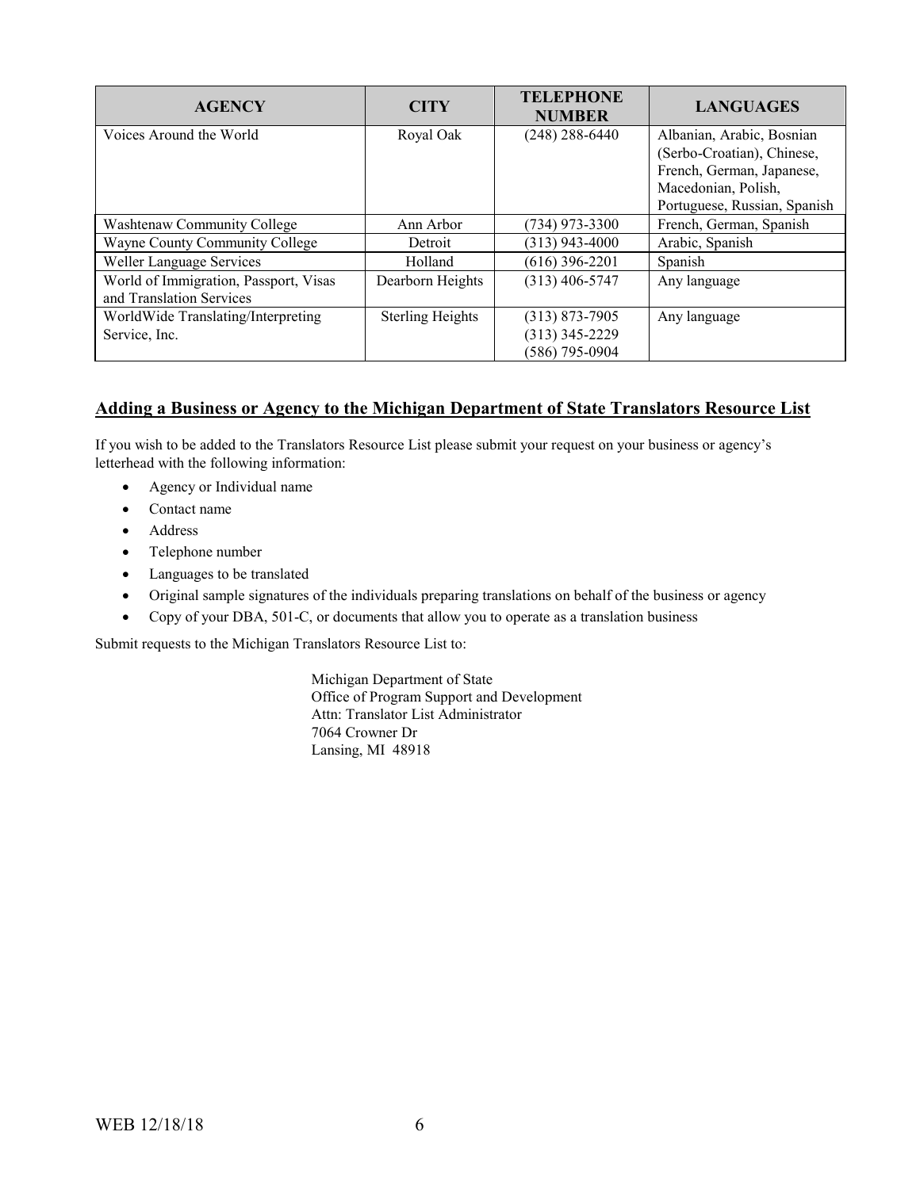| AGENCY | CITY | TELEPHONE NUMBER | LANGUAGES |
|---|---|---|---|
| Voices Around the World | Royal Oak | (248) 288-6440 | Albanian, Arabic, Bosnian (Serbo-Croatian), Chinese, French, German, Japanese, Macedonian, Polish, Portuguese, Russian, Spanish |
| Washtenaw Community College | Ann Arbor | (734) 973-3300 | French, German, Spanish |
| Wayne County Community College | Detroit | (313) 943-4000 | Arabic, Spanish |
| Weller Language Services | Holland | (616) 396-2201 | Spanish |
| World of Immigration, Passport, Visas and Translation Services | Dearborn Heights | (313) 406-5747 | Any language |
| WorldWide Translating/Interpreting Service, Inc. | Sterling Heights | (313) 873-7905<br>(313) 345-2229<br>(586) 795-0904 | Any language |

## Adding a Business or Agency to the Michigan Department of State Translators Resource List

If you wish to be added to the Translators Resource List please submit your request on your business or agency's letterhead with the following information:

- Agency or Individual name
- Contact name
- Address
- Telephone number
- Languages to be translated
- Original sample signatures of the individuals preparing translations on behalf of the business or agency
- Copy of your DBA, 501-C, or documents that allow you to operate as a translation business

Submit requests to the Michigan Translators Resource List to:

Michigan Department of State
Office of Program Support and Development
Attn: Translator List Administrator
7064 Crowner Dr
Lansing, MI 48918

WEB 12/18/18